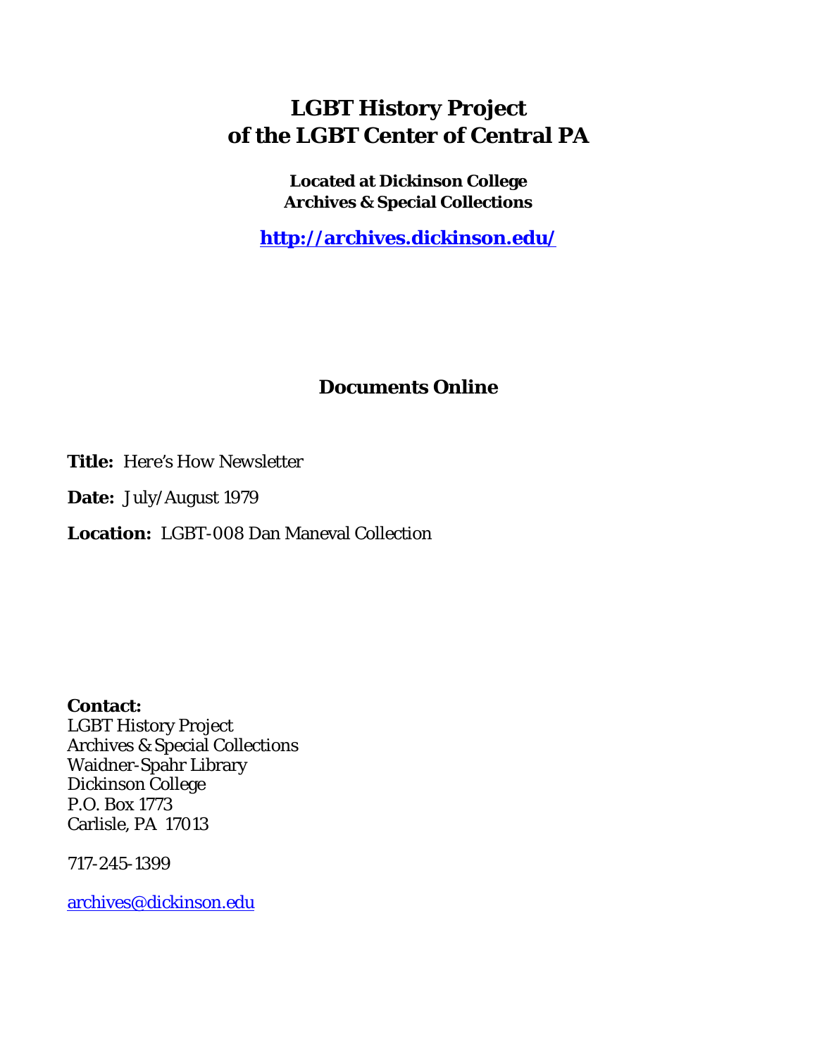# LGBT History Project of the LGBT Center of Central PA

**Located at Dickinson College Archives & Special Collections**

**http://archives.dickinson.edu/**

## Documents Online

**Title:** Here's How Newsletter

**Date:** July/August 1979

**Location:** LGBT-008 Dan Maneval Collection

**Contact:**
LGBT History Project
Archives & Special Collections
Waidner-Spahr Library
Dickinson College
P.O. Box 1773
Carlisle, PA 17013

717-245-1399

archives@dickinson.edu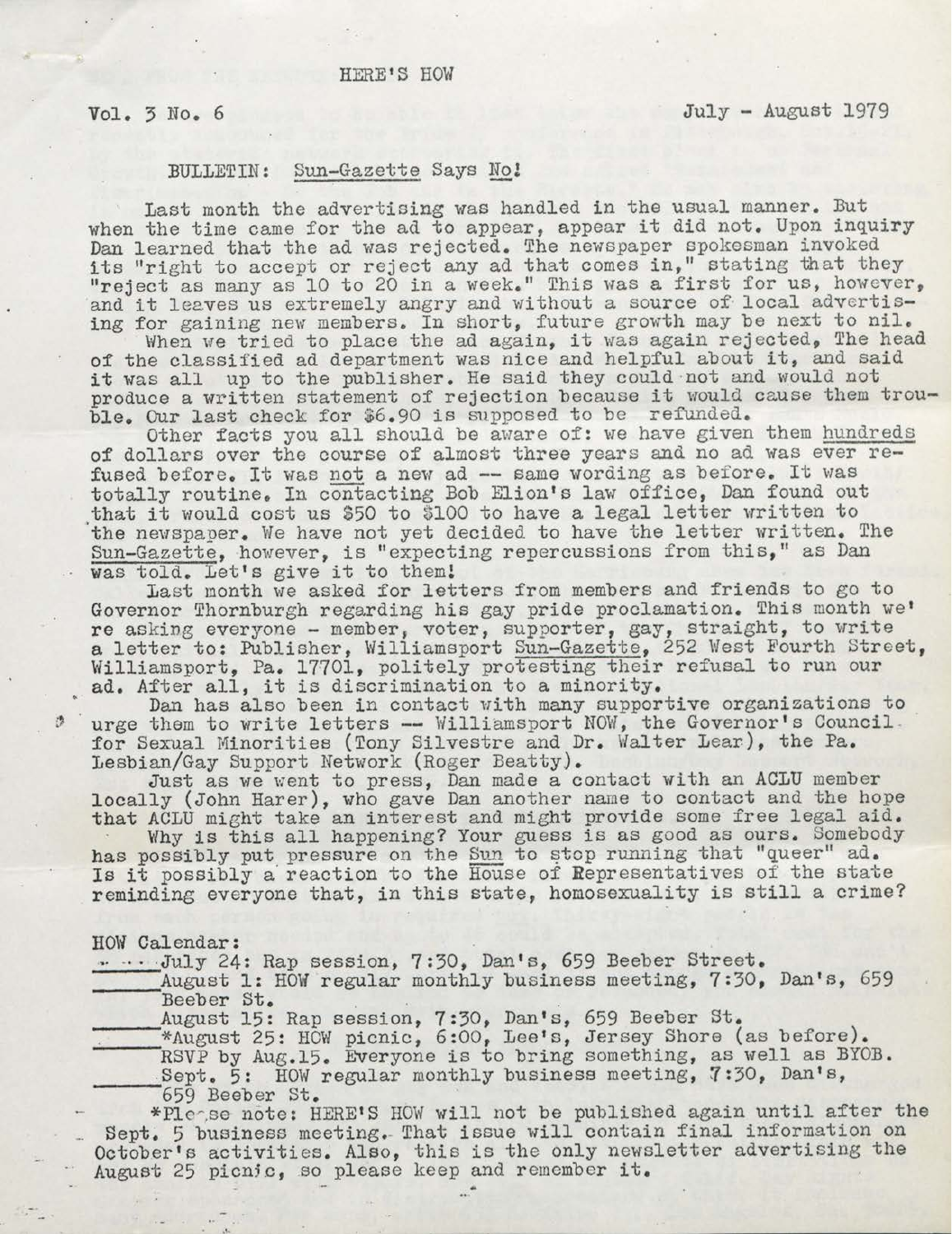# HERE'S HOW

Vol. 3 No. 6 July - August 1979

## BULLETIN: Sun-Gazette Says No!

Last month the advertising was handled in the usual manner. But when the time came for the ad to appear, appear it did not. Upon inquiry Dan learned that the ad was rejected. The newspaper spokesman invoked its "right to accept or reject any ad that comes in," stating that they "reject as many as 10 to 20 in a week." This was a first for us, however, and it leaves us extremely angry and without a source of local advertising for gaining new members. In short, future growth may be next to nil.

When we tried to place the ad again, it was again rejected. The head of the classified ad department was nice and helpful about it, and said it was all up to the publisher. He said they could not and would not produce a written statement of rejection because it would cause them trouble. Our last check for $6.90 is supposed to be refunded.

Other facts you all should be aware of: we have given them hundreds of dollars over the course of almost three years and no ad was ever refused before. It was not a new ad -- same wording as before. It was totally routine. In contacting Bob Elion's law office, Dan found out that it would cost us $50 to $100 to have a legal letter written to the newspaper. We have not yet decided to have the letter written. The Sun-Gazette, however, is "expecting repercussions from this," as Dan was told. Let's give it to them!

Last month we asked for letters from members and friends to go to Governor Thornburgh regarding his gay pride proclamation. This month we're asking everyone - member, voter, supporter, gay, straight, to write a letter to: Publisher, Williamsport Sun-Gazette, 252 West Fourth Street, Williamsport, Pa. 17701, politely protesting their refusal to run our ad. After all, it is discrimination to a minority.

Dan has also been in contact with many supportive organizations to urge them to write letters -- Williamsport NOW, the Governor's Council for Sexual Minorities (Tony Silvestre and Dr. Walter Lear), the Pa. Lesbian/Gay Support Network (Roger Beatty).

Just as we went to press, Dan made a contact with an ACLU member locally (John Harer), who gave Dan another name to contact and the hope that ACLU might take an interest and might provide some free legal aid.

Why is this all happening? Your guess is as good as ours. Somebody has possibly put pressure on the Sun to stop running that "queer" ad. Is it possibly a reaction to the House of Representatives of the state reminding everyone that, in this state, homosexuality is still a crime?

## HOW Calendar:

- July 24: Rap session, 7:30, Dan's, 659 Beeber Street.
- August 1: HOW regular monthly business meeting, 7:30, Dan's, 659 Beeber St.
- August 15: Rap session, 7:30, Dan's, 659 Beeber St.
- *August 25: HOW picnic, 6:00, Lee's, Jersey Shore (as before). RSVP by Aug.15. Everyone is to bring something, as well as BYOB.
- Sept. 5: HOW regular monthly business meeting, 7:30, Dan's, 659 Beeber St.

*Please note: HERE'S HOW will not be published again until after the Sept. 5 business meeting. That issue will contain final information on October's activities. Also, this is the only newsletter advertising the August 25 picnic, so please keep and remember it.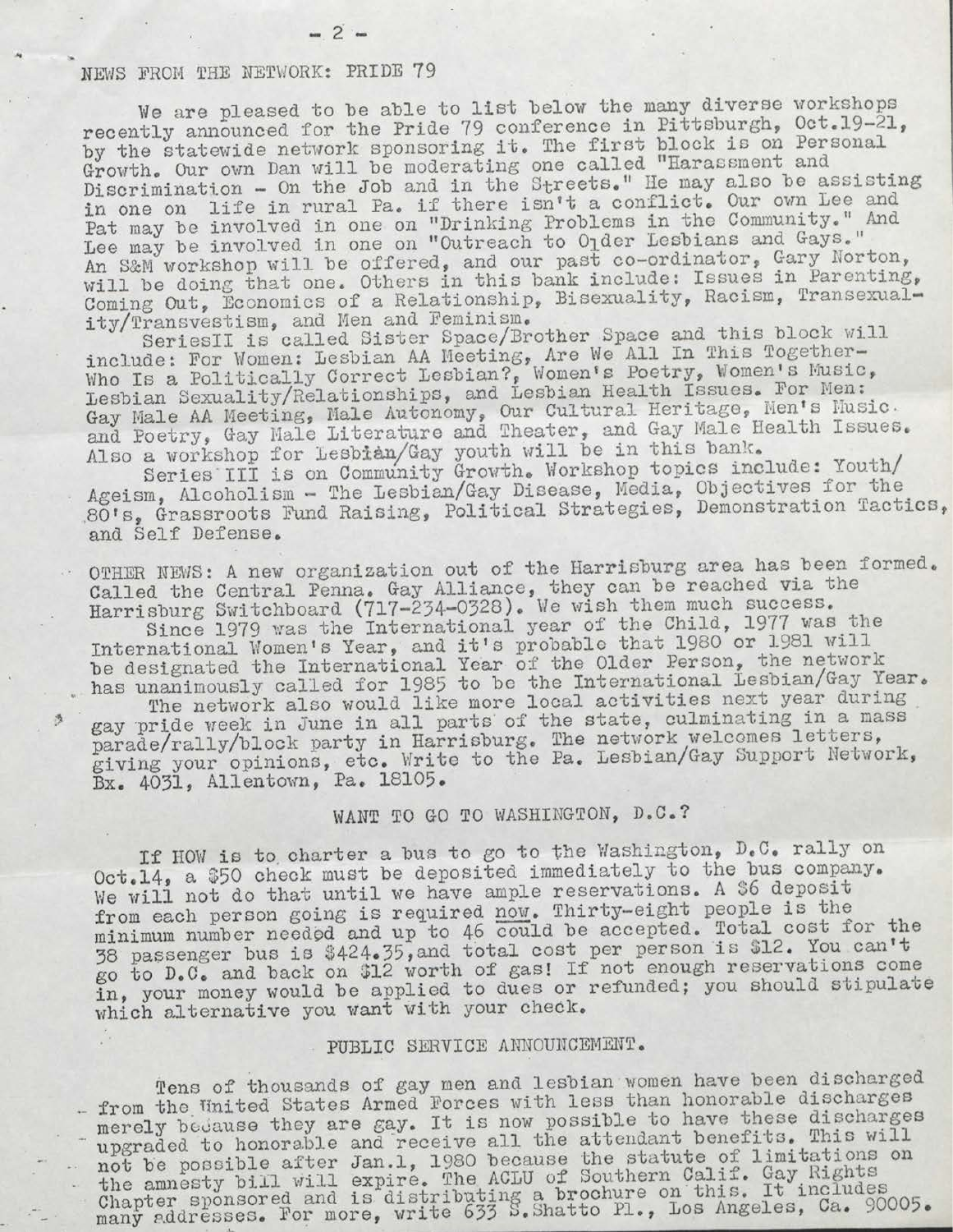NEWS FROM THE NETWORK: PRIDE 79

We are pleased to be able to list below the many diverse workshops recently announced for the Pride 79 conference in Pittsburgh, Oct.19-21, by the statewide network sponsoring it. The first block is on Personal Growth. Our own Dan will be moderating one called "Harassment and Discrimination - On the Job and in the Streets." He may also be assisting in one on life in rural Pa. if there isn't a conflict. Our own Lee and Pat may be involved in one on "Drinking Problems in the Community." And Lee may be involved in one on "Outreach to Older Lesbians and Gays." An S&M workshop will be offered, and our past co-ordinator, Gary Norton, will be doing that one. Others in this bank include: Issues in Parenting, Coming Out, Economics of a Relationship, Bisexuality, Racism, Transexuality/Transvestism, and Men and Feminism.

SeriesII is called Sister Space/Brother Space and this block will include: For Women: Lesbian AA Meeting, Are We All In This Together-Who Is a Politically Correct Lesbian?, Women's Poetry, Women's Music, Lesbian Sexuality/Relationships, and Lesbian Health Issues. For Men: Gay Male AA Meeting, Male Autonomy, Our Cultural Heritage, Men's Music and Poetry, Gay Male Literature and Theater, and Gay Male Health Issues. Also a workshop for Lesbian/Gay youth will be in this bank.

Series III is on Community Growth. Workshop topics include: Youth/Ageism, Alcoholism - The Lesbian/Gay Disease, Media, Objectives for the 80's, Grassroots Fund Raising, Political Strategies, Demonstration Tactics, and Self Defense.

OTHER NEWS: A new organization out of the Harrisburg area has been formed. Called the Central Penna. Gay Alliance, they can be reached via the Harrisburg Switchboard (717-234-0328). We wish them much success.

Since 1979 was the International year of the Child, 1977 was the International Women's Year, and it's probable that 1980 or 1981 will be designated the International Year of the Older Person, the network has unanimously called for 1985 to be the International Lesbian/Gay Year.

The network also would like more local activities next year during gay pride week in June in all parts of the state, culminating in a mass parade/rally/block party in Harrisburg. The network welcomes letters, giving your opinions, etc. Write to the Pa. Lesbian/Gay Support Network, Bx. 4031, Allentown, Pa. 18105.

## WANT TO GO TO WASHINGTON, D.C.?

If HOW is to charter a bus to go to the Washington, D.C. rally on Oct.14, a $50 check must be deposited immediately to the bus company. We will not do that until we have ample reservations. A $6 deposit from each person going is required now. Thirty-eight people is the minimum number needed and up to 46 could be accepted. Total cost for the 38 passenger bus is $424.35, and total cost per person is $12. You can't go to D.C. and back on $12 worth of gas! If not enough reservations come in, your money would be applied to dues or refunded; you should stipulate which alternative you want with your check.

## PUBLIC SERVICE ANNOUNCEMENT.

Tens of thousands of gay men and lesbian women have been discharged from the United States Armed Forces with less than honorable discharges merely because they are gay. It is now possible to have these discharges upgraded to honorable and receive all the attendant benefits. This will not be possible after Jan.1, 1980 because the statute of limitations on the amnesty bill will expire. The ACLU of Southern Calif. Gay Rights Chapter sponsored and is distributing a brochure on this. It includes many addresses. For more, write 633 S.Shatto Pl., Los Angeles, Ca. 90005.